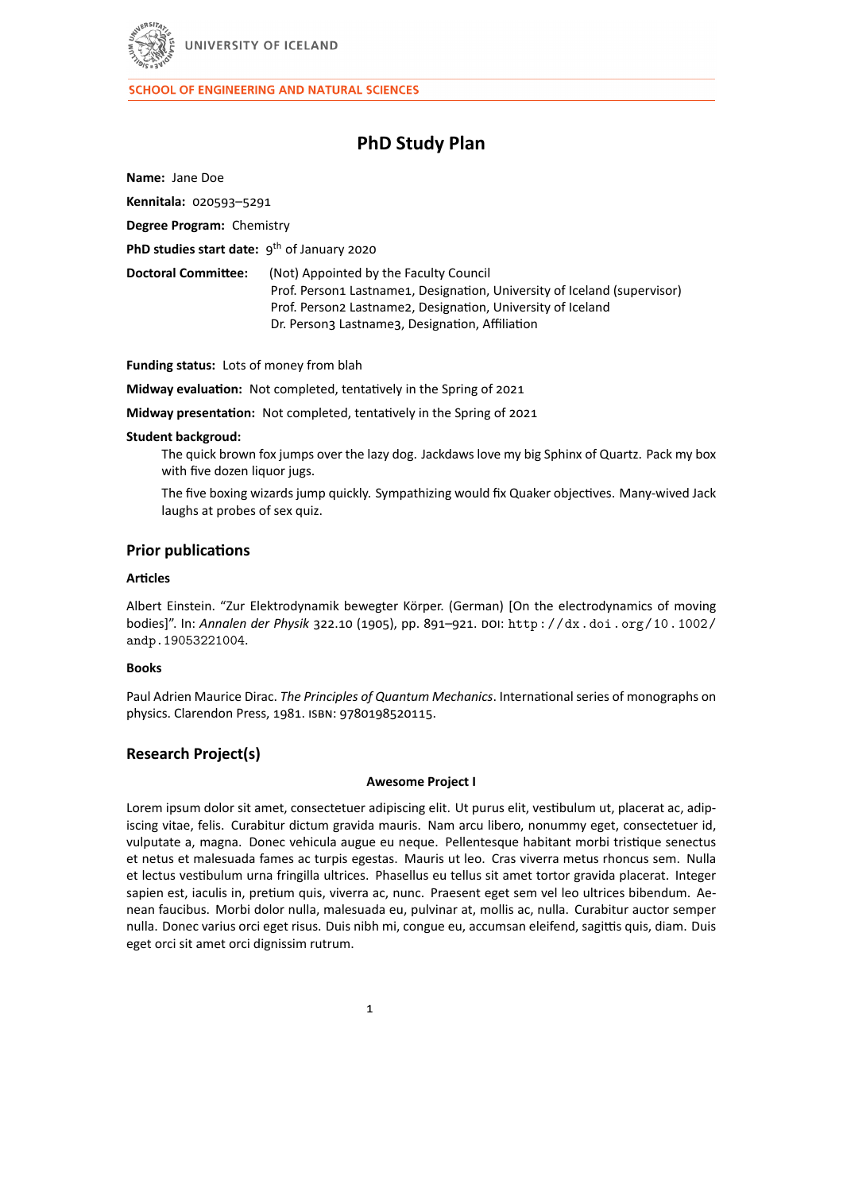UNIVERSITY OF ICELAND

SCHOOL OF ENGINEERING AND NATURAL SCIENCES

# PhD Study Plan

**Name:** Jane Doe

**Kennitala:** 020593–5291

**Degree Program:** Chemistry

**PhD studies start date:** $9^{th}$ of January 2020

**Doctoral Committee:** (Not) Appointed by the Faculty Council
Prof. Person1 Lastname1, Designation, University of Iceland (supervisor)
Prof. Person2 Lastname2, Designation, University of Iceland
Dr. Person3 Lastname3, Designation, Affiliation

**Funding status:** Lots of money from blah

**Midway evaluation:** Not completed, tentatively in the Spring of 2021

**Midway presentation:** Not completed, tentatively in the Spring of 2021

**Student backgroud:**

The quick brown fox jumps over the lazy dog. Jackdaws love my big Sphinx of Quartz. Pack my box with five dozen liquor jugs.

The five boxing wizards jump quickly. Sympathizing would fix Quaker objectives. Many-wived Jack laughs at probes of sex quiz.

## Prior publications

### Articles

Albert Einstein. "Zur Elektrodynamik bewegter Körper. (German) [On the electrodynamics of moving bodies]". In: *Annalen der Physik* 322.10 (1905), pp. 891–921. DOI: http://dx.doi.org/10.1002/andp.19053221004.

### Books

Paul Adrien Maurice Dirac. *The Principles of Quantum Mechanics*. International series of monographs on physics. Clarendon Press, 1981. ISBN: 9780198520115.

## Research Project(s)

**Awesome Project I**

Lorem ipsum dolor sit amet, consectetuer adipiscing elit. Ut purus elit, vestibulum ut, placerat ac, adipiscing vitae, felis. Curabitur dictum gravida mauris. Nam arcu libero, nonummy eget, consectetuer id, vulputate a, magna. Donec vehicula augue eu neque. Pellentesque habitant morbi tristique senectus et netus et malesuada fames ac turpis egestas. Mauris ut leo. Cras viverra metus rhoncus sem. Nulla et lectus vestibulum urna fringilla ultrices. Phasellus eu tellus sit amet tortor gravida placerat. Integer sapien est, iaculis in, pretium quis, viverra ac, nunc. Praesent eget sem vel leo ultrices bibendum. Aenean faucibus. Morbi dolor nulla, malesuada eu, pulvinar at, mollis ac, nulla. Curabitur auctor semper nulla. Donec varius orci eget risus. Duis nibh mi, congue eu, accumsan eleifend, sagittis quis, diam. Duis eget orci sit amet orci dignissim rutrum.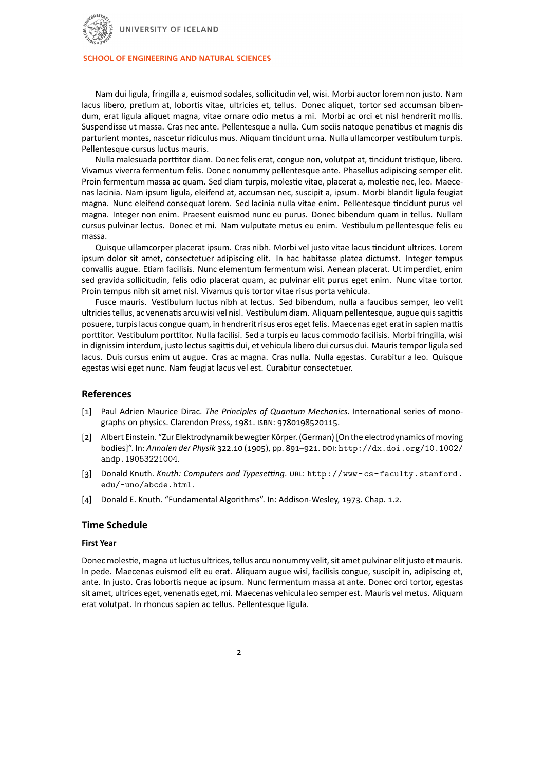Nam dui ligula, fringilla a, euismod sodales, sollicitudin vel, wisi. Morbi auctor lorem non justo. Nam lacus libero, pretium at, lobortis vitae, ultricies et, tellus. Donec aliquet, tortor sed accumsan bibendum, erat ligula aliquet magna, vitae ornare odio metus a mi. Morbi ac orci et nisl hendrerit mollis. Suspendisse ut massa. Cras nec ante. Pellentesque a nulla. Cum sociis natoque penatibus et magnis dis parturient montes, nascetur ridiculus mus. Aliquam tincidunt urna. Nulla ullamcorper vestibulum turpis. Pellentesque cursus luctus mauris.

Nulla malesuada porttitor diam. Donec felis erat, congue non, volutpat at, tincidunt tristique, libero. Vivamus viverra fermentum felis. Donec nonummy pellentesque ante. Phasellus adipiscing semper elit. Proin fermentum massa ac quam. Sed diam turpis, molestie vitae, placerat a, molestie nec, leo. Maecenas lacinia. Nam ipsum ligula, eleifend at, accumsan nec, suscipit a, ipsum. Morbi blandit ligula feugiat magna. Nunc eleifend consequat lorem. Sed lacinia nulla vitae enim. Pellentesque tincidunt purus vel magna. Integer non enim. Praesent euismod nunc eu purus. Donec bibendum quam in tellus. Nullam cursus pulvinar lectus. Donec et mi. Nam vulputate metus eu enim. Vestibulum pellentesque felis eu massa.

Quisque ullamcorper placerat ipsum. Cras nibh. Morbi vel justo vitae lacus tincidunt ultrices. Lorem ipsum dolor sit amet, consectetuer adipiscing elit. In hac habitasse platea dictumst. Integer tempus convallis augue. Etiam facilisis. Nunc elementum fermentum wisi. Aenean placerat. Ut imperdiet, enim sed gravida sollicitudin, felis odio placerat quam, ac pulvinar elit purus eget enim. Nunc vitae tortor. Proin tempus nibh sit amet nisl. Vivamus quis tortor vitae risus porta vehicula.

Fusce mauris. Vestibulum luctus nibh at lectus. Sed bibendum, nulla a faucibus semper, leo velit ultricies tellus, ac venenatis arcu wisi vel nisl. Vestibulum diam. Aliquam pellentesque, augue quis sagittis posuere, turpis lacus congue quam, in hendrerit risus eros eget felis. Maecenas eget erat in sapien mattis porttitor. Vestibulum porttitor. Nulla facilisi. Sed a turpis eu lacus commodo facilisis. Morbi fringilla, wisi in dignissim interdum, justo lectus sagittis dui, et vehicula libero dui cursus dui. Mauris tempor ligula sed lacus. Duis cursus enim ut augue. Cras ac magna. Cras nulla. Nulla egestas. Curabitur a leo. Quisque egestas wisi eget nunc. Nam feugiat lacus vel est. Curabitur consectetuer.

## References

[1] Paul Adrien Maurice Dirac. *The Principles of Quantum Mechanics*. International series of monographs on physics. Clarendon Press, 1981. ISBN: 9780198520115.

[2] Albert Einstein. “Zur Elektrodynamik bewegter Körper. (German) [On the electrodynamics of moving bodies]”. In: *Annalen der Physik* 322.10 (1905), pp. 891–921. DOI: `http://dx.doi.org/10.1002/andp.19053221004`.

[3] Donald Knuth. *Knuth: Computers and Typesetting*. URL: `http://www-cs-faculty.stanford.edu/~uno/abcde.html`.

[4] Donald E. Knuth. “Fundamental Algorithms”. In: Addison-Wesley, 1973. Chap. 1.2.

## Time Schedule

### First Year

Donec molestie, magna ut luctus ultrices, tellus arcu nonummy velit, sit amet pulvinar elit justo et mauris. In pede. Maecenas euismod elit eu erat. Aliquam augue wisi, facilisis congue, suscipit in, adipiscing et, ante. In justo. Cras lobortis neque ac ipsum. Nunc fermentum massa at ante. Donec orci tortor, egestas sit amet, ultrices eget, venenatis eget, mi. Maecenas vehicula leo semper est. Mauris vel metus. Aliquam erat volutpat. In rhoncus sapien ac tellus. Pellentesque ligula.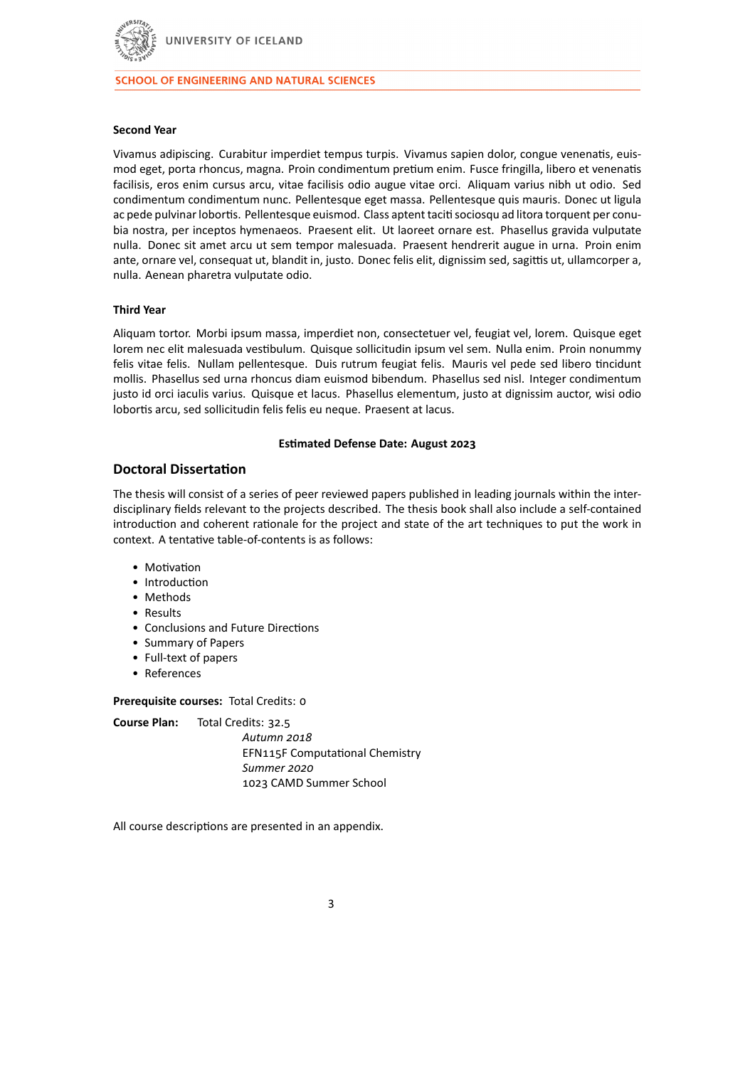### Second Year

Vivamus adipiscing. Curabitur imperdiet tempus turpis. Vivamus sapien dolor, congue venenatis, euismod eget, porta rhoncus, magna. Proin condimentum pretium enim. Fusce fringilla, libero et venenatis facilisis, eros enim cursus arcu, vitae facilisis odio augue vitae orci. Aliquam varius nibh ut odio. Sed condimentum condimentum nunc. Pellentesque eget massa. Pellentesque quis mauris. Donec ut ligula ac pede pulvinar lobortis. Pellentesque euismod. Class aptent taciti sociosqu ad litora torquent per conubia nostra, per inceptos hymenaeos. Praesent elit. Ut laoreet ornare est. Phasellus gravida vulputate nulla. Donec sit amet arcu ut sem tempor malesuada. Praesent hendrerit augue in urna. Proin enim ante, ornare vel, consequat ut, blandit in, justo. Donec felis elit, dignissim sed, sagittis ut, ullamcorper a, nulla. Aenean pharetra vulputate odio.

### Third Year

Aliquam tortor. Morbi ipsum massa, imperdiet non, consectetuer vel, feugiat vel, lorem. Quisque eget lorem nec elit malesuada vestibulum. Quisque sollicitudin ipsum vel sem. Nulla enim. Proin nonummy felis vitae felis. Nullam pellentesque. Duis rutrum feugiat felis. Mauris vel pede sed libero tincidunt mollis. Phasellus sed urna rhoncus diam euismod bibendum. Phasellus sed nisl. Integer condimentum justo id orci iaculis varius. Quisque et lacus. Phasellus elementum, justo at dignissim auctor, wisi odio lobortis arcu, sed sollicitudin felis felis eu neque. Praesent at lacus.

**Estimated Defense Date: August 2023**

## Doctoral Dissertation

The thesis will consist of a series of peer reviewed papers published in leading journals within the interdisciplinary fields relevant to the projects described. The thesis book shall also include a self-contained introduction and coherent rationale for the project and state of the art techniques to put the work in context. A tentative table-of-contents is as follows:

- Motivation
- Introduction
- Methods
- Results
- Conclusions and Future Directions
- Summary of Papers
- Full-text of papers
- References

**Prerequisite courses:** Total Credits: 0

**Course Plan:** Total Credits: 32.5

*Autumn 2018*
EFN115F Computational Chemistry
*Summer 2020*
1023 CAMD Summer School

All course descriptions are presented in an appendix.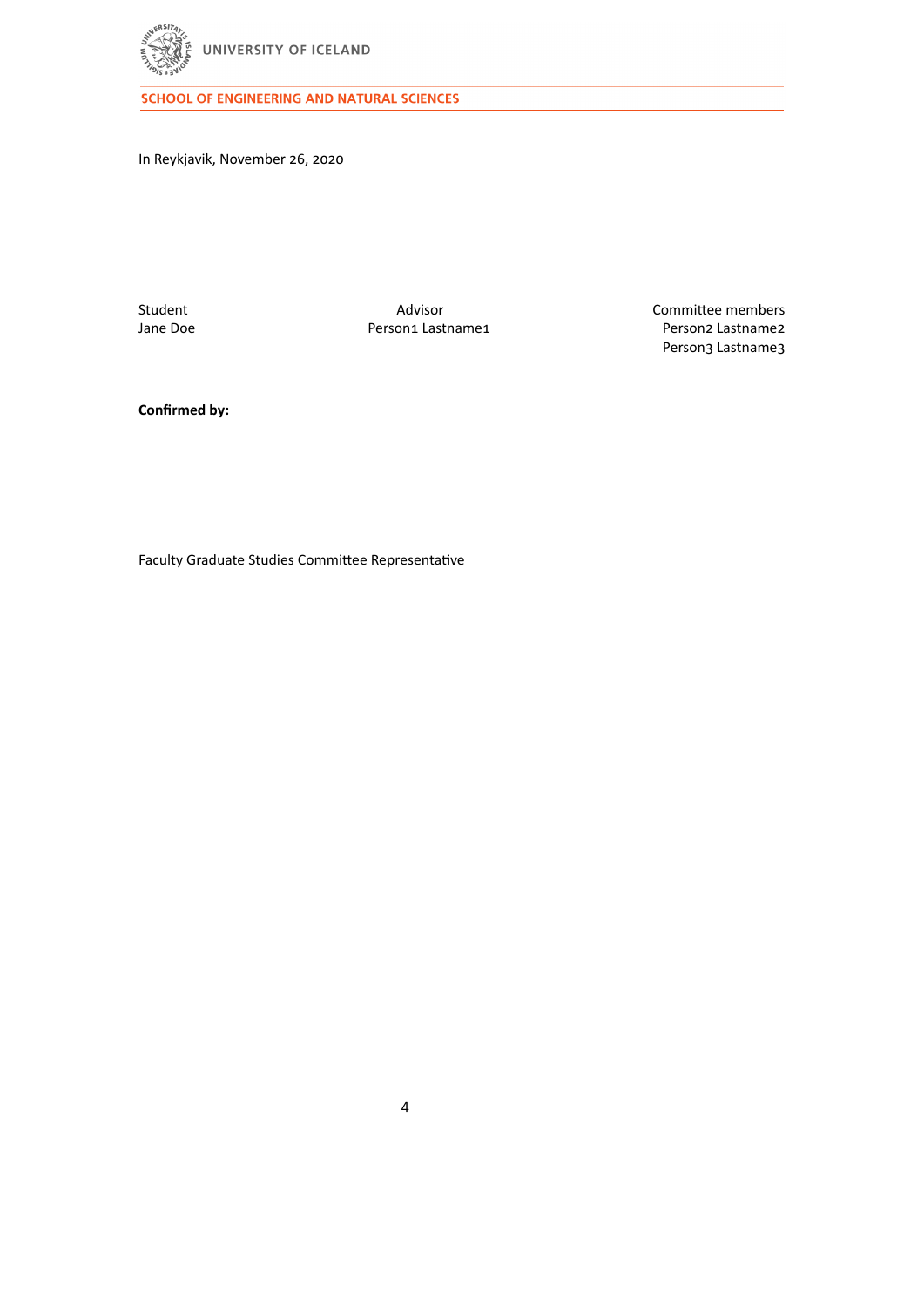UNIVERSITY OF ICELAND

**SCHOOL OF ENGINEERING AND NATURAL SCIENCES**

In Reykjavik, November 26, 2020

| | | |
|---|---|---|
| Student | Advisor | Committee members |
| Jane Doe | Person1 Lastname1 | Person2 Lastname2 |
| | | Person3 Lastname3 |

**Confirmed by:**

Faculty Graduate Studies Committee Representative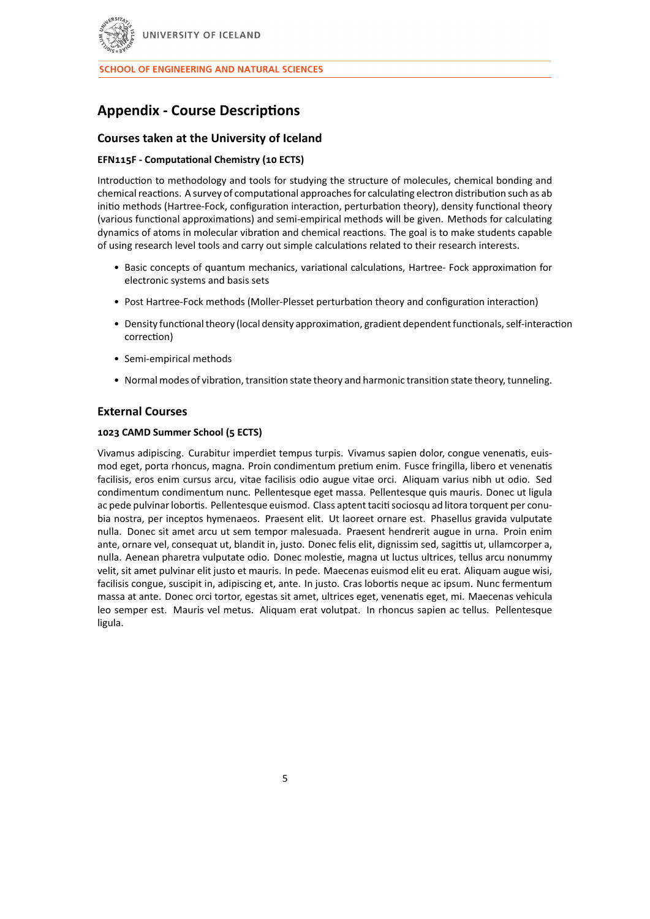# Appendix - Course Descriptions

## Courses taken at the University of Iceland

### EFN115F - Computational Chemistry (10 ECTS)

Introduction to methodology and tools for studying the structure of molecules, chemical bonding and chemical reactions. A survey of computational approaches for calculating electron distribution such as ab initio methods (Hartree-Fock, configuration interaction, perturbation theory), density functional theory (various functional approximations) and semi-empirical methods will be given. Methods for calculating dynamics of atoms in molecular vibration and chemical reactions. The goal is to make students capable of using research level tools and carry out simple calculations related to their research interests.

- Basic concepts of quantum mechanics, variational calculations, Hartree- Fock approximation for electronic systems and basis sets
- Post Hartree-Fock methods (Moller-Plesset perturbation theory and configuration interaction)
- Density functional theory (local density approximation, gradient dependent functionals, self-interaction correction)
- Semi-empirical methods
- Normal modes of vibration, transition state theory and harmonic transition state theory, tunneling.

## External Courses

### 1023 CAMD Summer School (5 ECTS)

Vivamus adipiscing. Curabitur imperdiet tempus turpis. Vivamus sapien dolor, congue venenatis, euismod eget, porta rhoncus, magna. Proin condimentum pretium enim. Fusce fringilla, libero et venenatis facilisis, eros enim cursus arcu, vitae facilisis odio augue vitae orci. Aliquam varius nibh ut odio. Sed condimentum condimentum nunc. Pellentesque eget massa. Pellentesque quis mauris. Donec ut ligula ac pede pulvinar lobortis. Pellentesque euismod. Class aptent taciti sociosqu ad litora torquent per conubia nostra, per inceptos hymenaeos. Praesent elit. Ut laoreet ornare est. Phasellus gravida vulputate nulla. Donec sit amet arcu ut sem tempor malesuada. Praesent hendrerit augue in urna. Proin enim ante, ornare vel, consequat ut, blandit in, justo. Donec felis elit, dignissim sed, sagittis ut, ullamcorper a, nulla. Aenean pharetra vulputate odio. Donec molestie, magna ut luctus ultrices, tellus arcu nonummy velit, sit amet pulvinar elit justo et mauris. In pede. Maecenas euismod elit eu erat. Aliquam augue wisi, facilisis congue, suscipit in, adipiscing et, ante. In justo. Cras lobortis neque ac ipsum. Nunc fermentum massa at ante. Donec orci tortor, egestas sit amet, ultrices eget, venenatis eget, mi. Maecenas vehicula leo semper est. Mauris vel metus. Aliquam erat volutpat. In rhoncus sapien ac tellus. Pellentesque ligula.